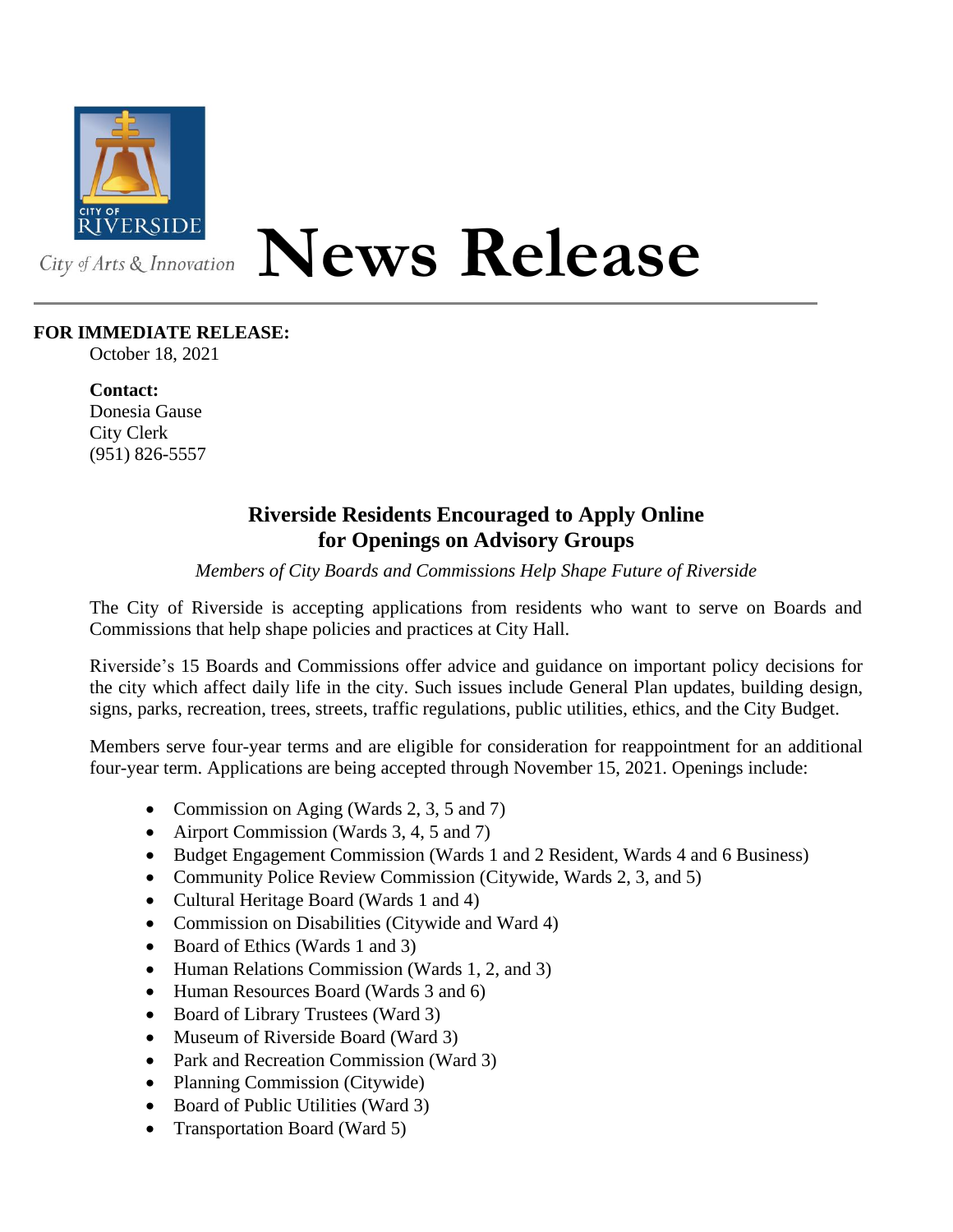CITY OF RIVERSIDE

City of Arts & Innovation

# News Release

**FOR IMMEDIATE RELEASE:**
October 18, 2021

**Contact:**
Donesia Gause
City Clerk
(951) 826-5557

## Riverside Residents Encouraged to Apply Online for Openings on Advisory Groups

*Members of City Boards and Commissions Help Shape Future of Riverside*

The City of Riverside is accepting applications from residents who want to serve on Boards and Commissions that help shape policies and practices at City Hall.

Riverside's 15 Boards and Commissions offer advice and guidance on important policy decisions for the city which affect daily life in the city. Such issues include General Plan updates, building design, signs, parks, recreation, trees, streets, traffic regulations, public utilities, ethics, and the City Budget.

Members serve four-year terms and are eligible for consideration for reappointment for an additional four-year term. Applications are being accepted through November 15, 2021. Openings include:

- Commission on Aging (Wards 2, 3, 5 and 7)
- Airport Commission (Wards 3, 4, 5 and 7)
- Budget Engagement Commission (Wards 1 and 2 Resident, Wards 4 and 6 Business)
- Community Police Review Commission (Citywide, Wards 2, 3, and 5)
- Cultural Heritage Board (Wards 1 and 4)
- Commission on Disabilities (Citywide and Ward 4)
- Board of Ethics (Wards 1 and 3)
- Human Relations Commission (Wards 1, 2, and 3)
- Human Resources Board (Wards 3 and 6)
- Board of Library Trustees (Ward 3)
- Museum of Riverside Board (Ward 3)
- Park and Recreation Commission (Ward 3)
- Planning Commission (Citywide)
- Board of Public Utilities (Ward 3)
- Transportation Board (Ward 5)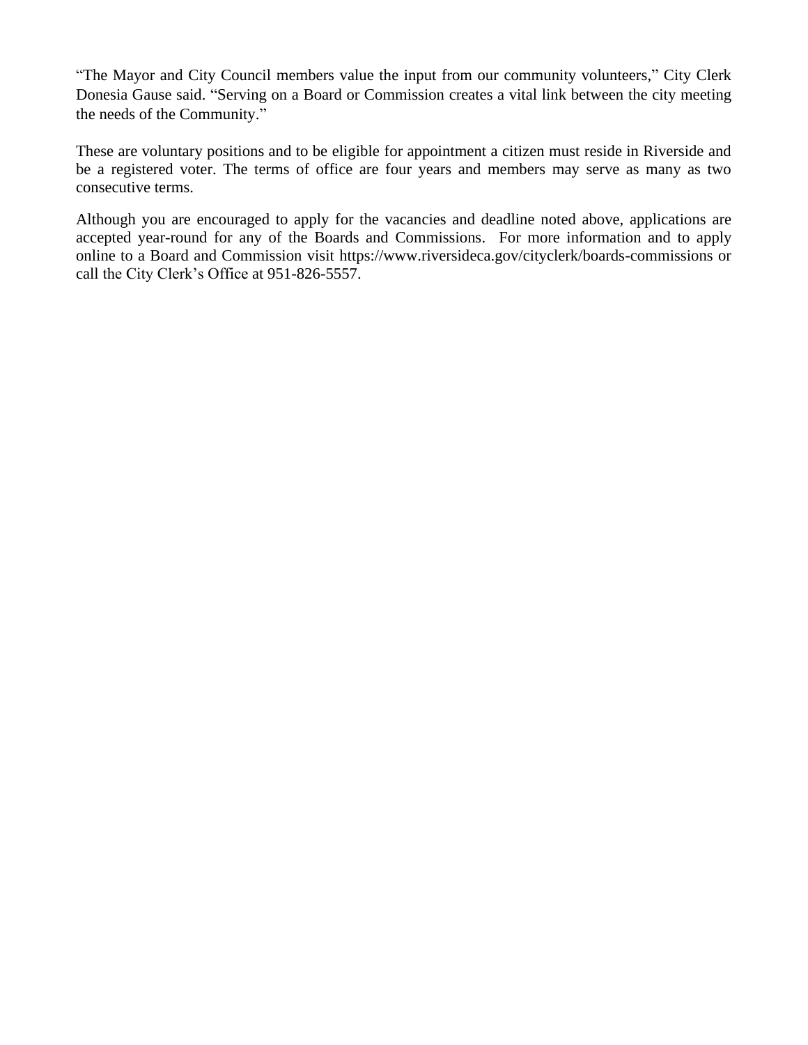"The Mayor and City Council members value the input from our community volunteers," City Clerk Donesia Gause said. "Serving on a Board or Commission creates a vital link between the city meeting the needs of the Community."

These are voluntary positions and to be eligible for appointment a citizen must reside in Riverside and be a registered voter. The terms of office are four years and members may serve as many as two consecutive terms.

Although you are encouraged to apply for the vacancies and deadline noted above, applications are accepted year-round for any of the Boards and Commissions. For more information and to apply online to a Board and Commission visit https://www.riversideca.gov/cityclerk/boards-commissions or call the City Clerk's Office at 951-826-5557.